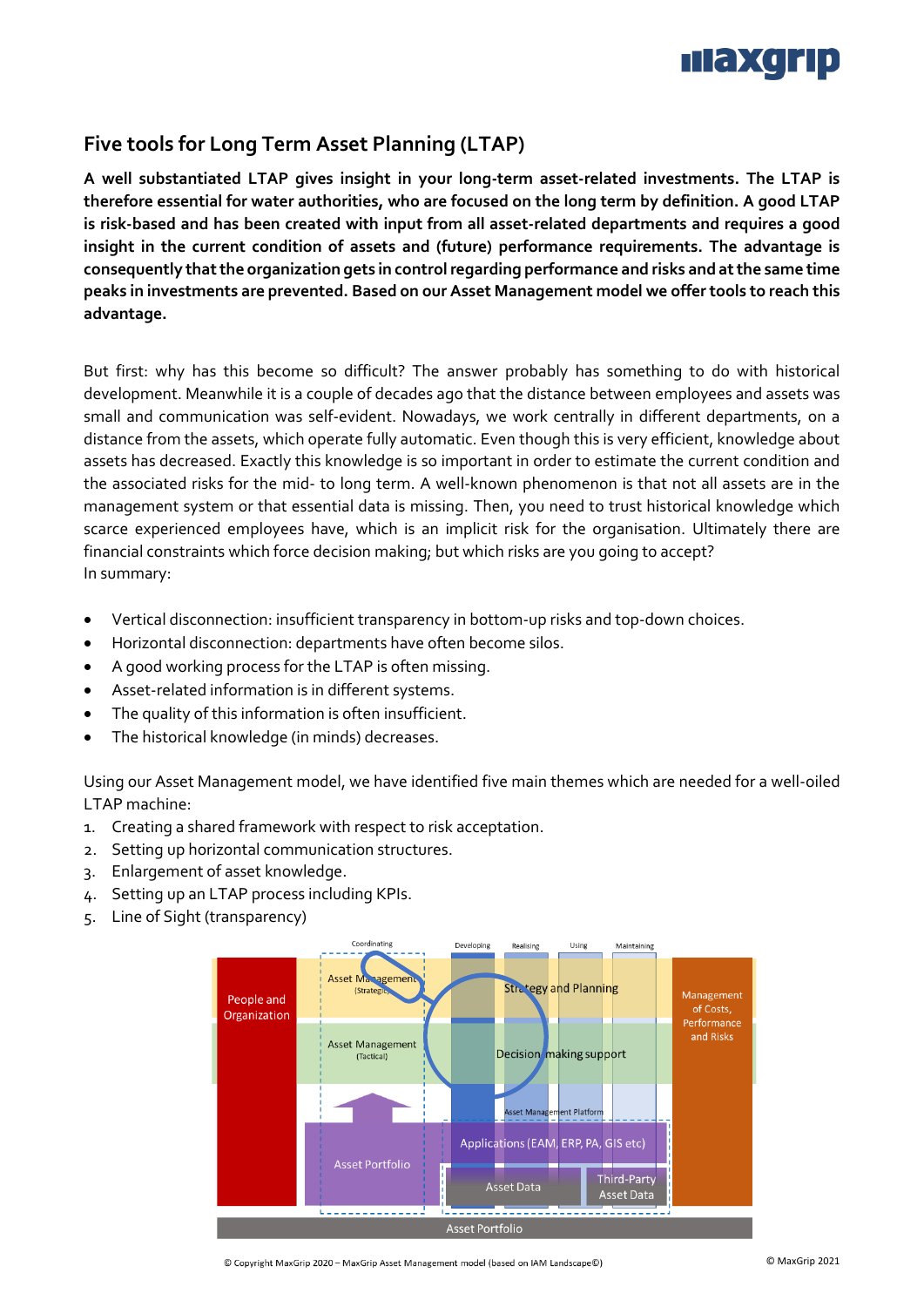## Five tools for Long Term Asset Planning (LTAP)

**A well substantiated LTAP gives insight in your long-term asset-related investments. The LTAP is therefore essential for water authorities, who are focused on the long term by definition. A good LTAP is risk-based and has been created with input from all asset-related departments and requires a good insight in the current condition of assets and (future) performance requirements. The advantage is consequently that the organization gets in control regarding performance and risks and at the same time peaks in investments are prevented. Based on our Asset Management model we offer tools to reach this advantage.**

But first: why has this become so difficult? The answer probably has something to do with historical development. Meanwhile it is a couple of decades ago that the distance between employees and assets was small and communication was self-evident. Nowadays, we work centrally in different departments, on a distance from the assets, which operate fully automatic. Even though this is very efficient, knowledge about assets has decreased. Exactly this knowledge is so important in order to estimate the current condition and the associated risks for the mid- to long term. A well-known phenomenon is that not all assets are in the management system or that essential data is missing. Then, you need to trust historical knowledge which scarce experienced employees have, which is an implicit risk for the organisation. Ultimately there are financial constraints which force decision making; but which risks are you going to accept?
In summary:

- Vertical disconnection: insufficient transparency in bottom-up risks and top-down choices.
- Horizontal disconnection: departments have often become silos.
- A good working process for the LTAP is often missing.
- Asset-related information is in different systems.
- The quality of this information is often insufficient.
- The historical knowledge (in minds) decreases.

Using our Asset Management model, we have identified five main themes which are needed for a well-oiled LTAP machine:

1. Creating a shared framework with respect to risk acceptation.
2. Setting up horizontal communication structures.
3. Enlargement of asset knowledge.
4. Setting up an LTAP process including KPIs.
5. Line of Sight (transparency)

© Copyright MaxGrip 2020 – MaxGrip Asset Management model (based on IAM Landscape©)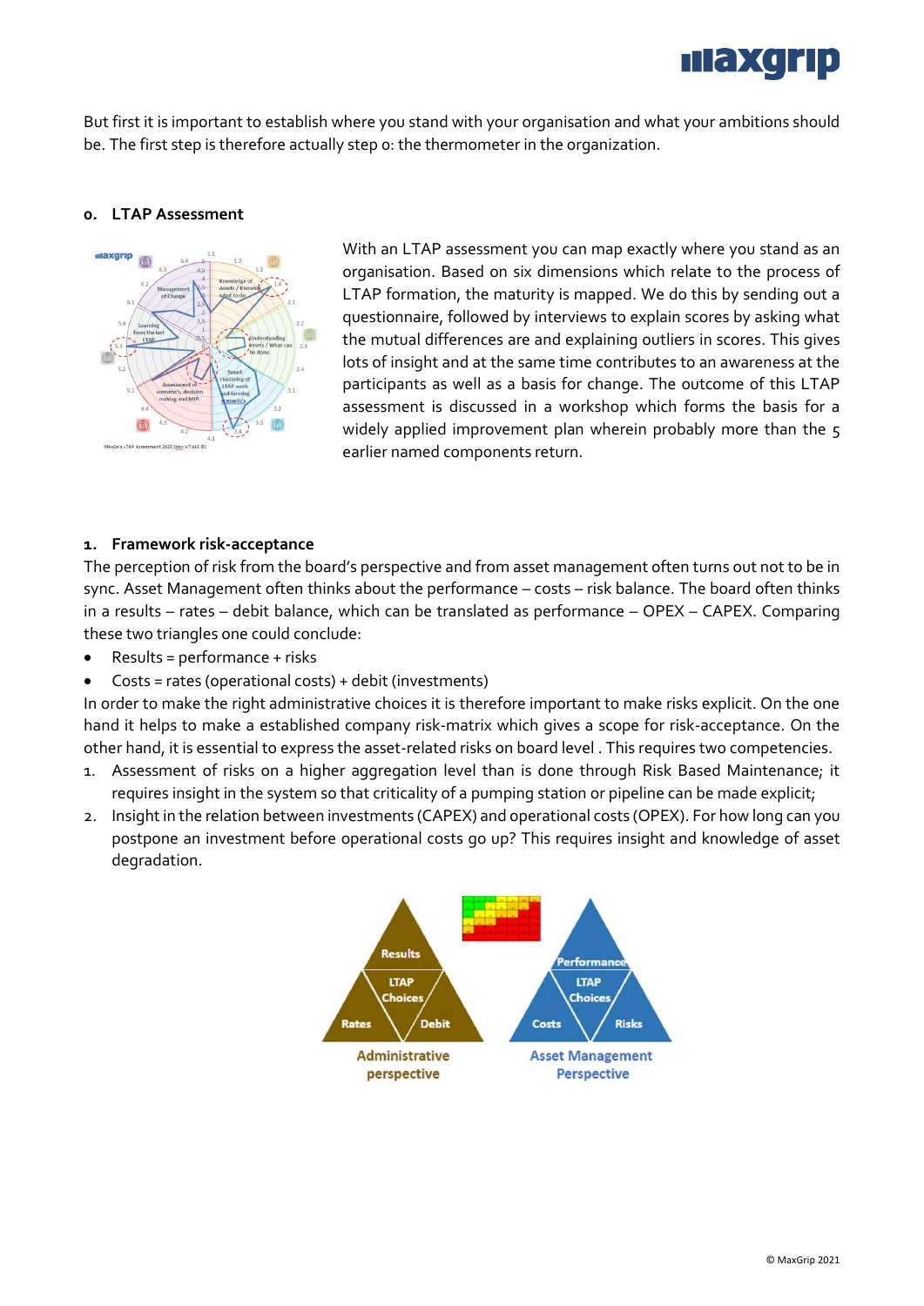But first it is important to establish where you stand with your organisation and what your ambitions should be. The first step is therefore actually step 0: the thermometer in the organization.

## 0. LTAP Assessment

With an LTAP assessment you can map exactly where you stand as an organisation. Based on six dimensions which relate to the process of LTAP formation, the maturity is mapped. We do this by sending out a questionnaire, followed by interviews to explain scores by asking what the mutual differences are and explaining outliers in scores. This gives lots of insight and at the same time contributes to an awareness at the participants as well as a basis for change. The outcome of this LTAP assessment is discussed in a workshop which forms the basis for a widely applied improvement plan wherein probably more than the 5 earlier named components return.

## 1. Framework risk-acceptance

The perception of risk from the board's perspective and from asset management often turns out not to be in sync. Asset Management often thinks about the performance – costs – risk balance. The board often thinks in a results – rates – debit balance, which can be translated as performance – OPEX – CAPEX. Comparing these two triangles one could conclude:

- Results = performance + risks
- Costs = rates (operational costs) + debit (investments)

In order to make the right administrative choices it is therefore important to make risks explicit. On the one hand it helps to make a established company risk-matrix which gives a scope for risk-acceptance. On the other hand, it is essential to express the asset-related risks on board level . This requires two competencies.

1. Assessment of risks on a higher aggregation level than is done through Risk Based Maintenance; it requires insight in the system so that criticality of a pumping station or pipeline can be made explicit;
2. Insight in the relation between investments (CAPEX) and operational costs (OPEX). For how long can you postpone an investment before operational costs go up? This requires insight and knowledge of asset degradation.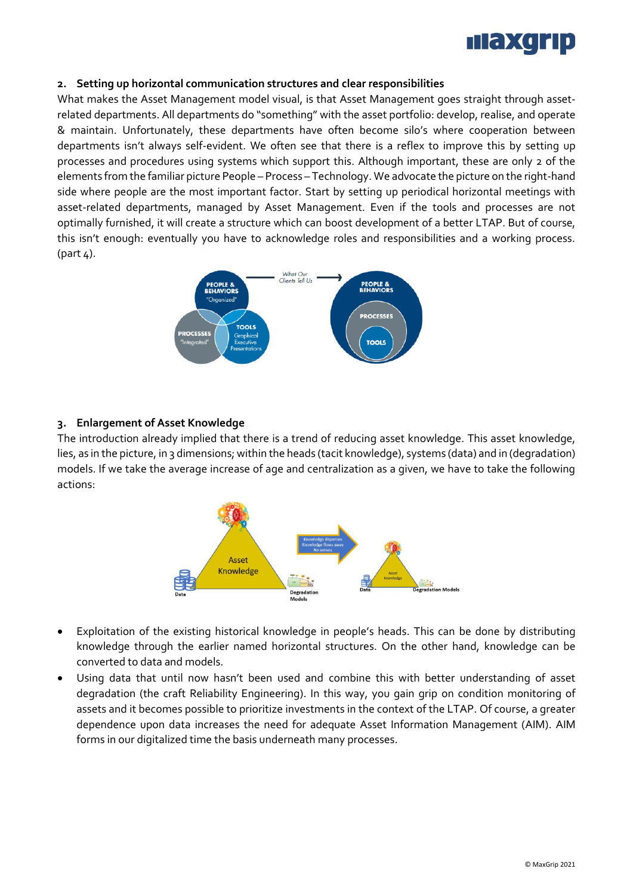## 2. Setting up horizontal communication structures and clear responsibilities

What makes the Asset Management model visual, is that Asset Management goes straight through asset-related departments. All departments do "something" with the asset portfolio: develop, realise, and operate & maintain. Unfortunately, these departments have often become silo's where cooperation between departments isn't always self-evident. We often see that there is a reflex to improve this by setting up processes and procedures using systems which support this. Although important, these are only 2 of the elements from the familiar picture People – Process – Technology. We advocate the picture on the right-hand side where people are the most important factor. Start by setting up periodical horizontal meetings with asset-related departments, managed by Asset Management. Even if the tools and processes are not optimally furnished, it will create a structure which can boost development of a better LTAP. But of course, this isn't enough: eventually you have to acknowledge roles and responsibilities and a working process. (part 4).

## 3. Enlargement of Asset Knowledge

The introduction already implied that there is a trend of reducing asset knowledge. This asset knowledge, lies, as in the picture, in 3 dimensions; within the heads (tacit knowledge), systems (data) and in (degradation) models. If we take the average increase of age and centralization as a given, we have to take the following actions:

- Exploitation of the existing historical knowledge in people's heads. This can be done by distributing knowledge through the earlier named horizontal structures. On the other hand, knowledge can be converted to data and models.
- Using data that until now hasn't been used and combine this with better understanding of asset degradation (the craft Reliability Engineering). In this way, you gain grip on condition monitoring of assets and it becomes possible to prioritize investments in the context of the LTAP. Of course, a greater dependence upon data increases the need for adequate Asset Information Management (AIM). AIM forms in our digitalized time the basis underneath many processes.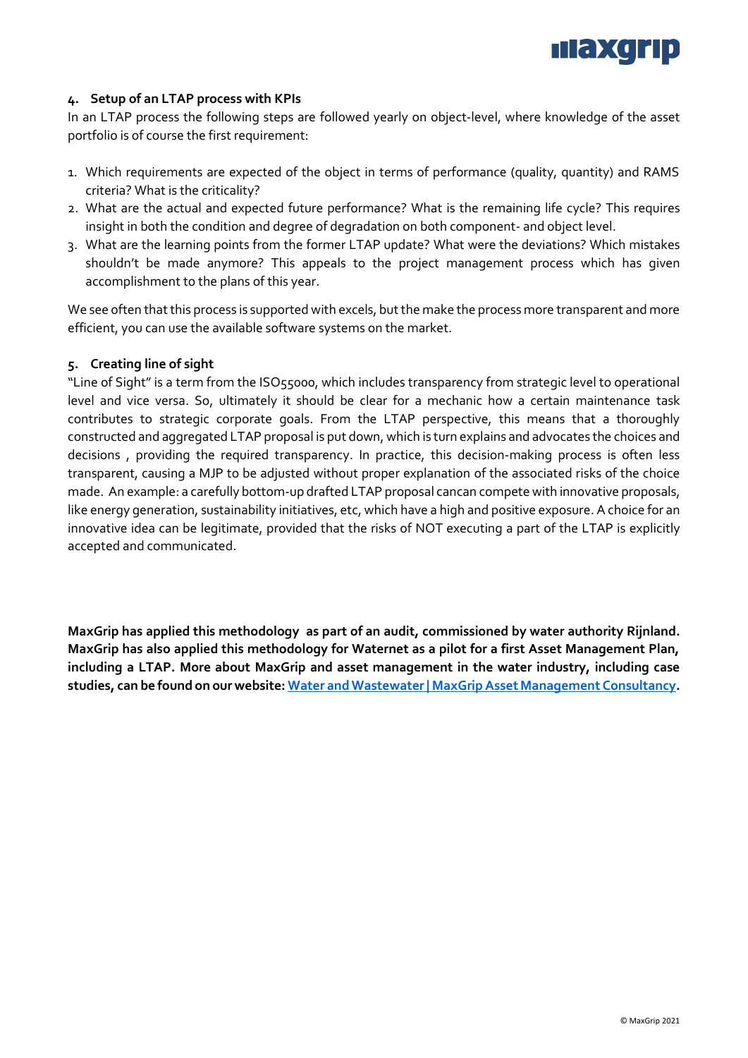#### 4. Setup of an LTAP process with KPIs

In an LTAP process the following steps are followed yearly on object-level, where knowledge of the asset portfolio is of course the first requirement:

1. Which requirements are expected of the object in terms of performance (quality, quantity) and RAMS criteria? What is the criticality?
2. What are the actual and expected future performance? What is the remaining life cycle? This requires insight in both the condition and degree of degradation on both component- and object level.
3. What are the learning points from the former LTAP update? What were the deviations? Which mistakes shouldn't be made anymore? This appeals to the project management process which has given accomplishment to the plans of this year.

We see often that this process is supported with excels, but the make the process more transparent and more efficient, you can use the available software systems on the market.

#### 5. Creating line of sight

"Line of Sight" is a term from the ISO55000, which includes transparency from strategic level to operational level and vice versa. So, ultimately it should be clear for a mechanic how a certain maintenance task contributes to strategic corporate goals. From the LTAP perspective, this means that a thoroughly constructed and aggregated LTAP proposal is put down, which is turn explains and advocates the choices and decisions , providing the required transparency. In practice, this decision-making process is often less transparent, causing a MJP to be adjusted without proper explanation of the associated risks of the choice made. An example: a carefully bottom-up drafted LTAP proposal cancan compete with innovative proposals, like energy generation, sustainability initiatives, etc, which have a high and positive exposure. A choice for an innovative idea can be legitimate, provided that the risks of NOT executing a part of the LTAP is explicitly accepted and communicated.

**MaxGrip has applied this methodology as part of an audit, commissioned by water authority Rijnland. MaxGrip has also applied this methodology for Waternet as a pilot for a first Asset Management Plan, including a LTAP. More about MaxGrip and asset management in the water industry, including case studies, can be found on our website: [Water and Wastewater | MaxGrip Asset Management Consultancy](#).**

© MaxGrip 2021